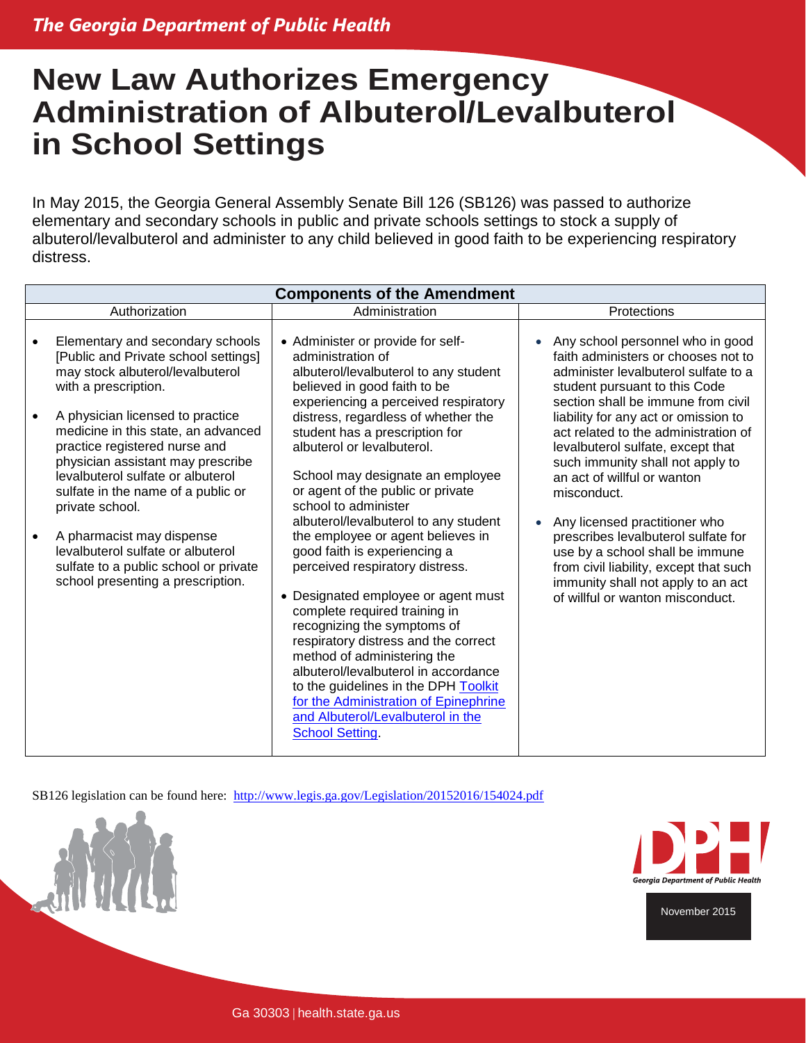*The Georgia Department of Public Health*

# New Law Authorizes Emergency Administration of Albuterol/Levalbuterol in School Settings

In May 2015, the Georgia General Assembly Senate Bill 126 (SB126) was passed to authorize elementary and secondary schools in public and private schools settings to stock a supply of albuterol/levalbuterol and administer to any child believed in good faith to be experiencing respiratory distress.

| Components of the Amendment | | |
|---|---|---|
| Authorization | Administration | Protections |
| • Elementary and secondary schools [Public and Private school settings] may stock albuterol/levalbuterol with a prescription.<br><br>• A physician licensed to practice medicine in this state, an advanced practice registered nurse and physician assistant may prescribe levalbuterol sulfate or albuterol sulfate in the name of a public or private school.<br><br>• A pharmacist may dispense levalbuterol sulfate or albuterol sulfate to a public school or private school presenting a prescription. | • Administer or provide for self-administration of albuterol/levalbuterol to any student believed in good faith to be experiencing a perceived respiratory distress, regardless of whether the student has a prescription for albuterol or levalbuterol.<br><br>School may designate an employee or agent of the public or private school to administer albuterol/levalbuterol to any student the employee or agent believes in good faith is experiencing a perceived respiratory distress.<br><br>• Designated employee or agent must complete required training in recognizing the symptoms of respiratory distress and the correct method of administering the albuterol/levalbuterol in accordance to the guidelines in the DPH Toolkit for the Administration of Epinephrine and Albuterol/Levalbuterol in the School Setting. | • Any school personnel who in good faith administers or chooses not to administer levalbuterol sulfate to a student pursuant to this Code section shall be immune from civil liability for any act or omission to act related to the administration of levalbuterol sulfate, except that such immunity shall not apply to an act of willful or wanton misconduct.<br><br>• Any licensed practitioner who prescribes levalbuterol sulfate for use by a school shall be immune from civil liability, except that such immunity shall not apply to an act of willful or wanton misconduct. |

SB126 legislation can be found here: http://www.legis.ga.gov/Legislation/20152016/154024.pdf

Georgia Department of Public Health

November 2015

Ga 30303 | health.state.ga.us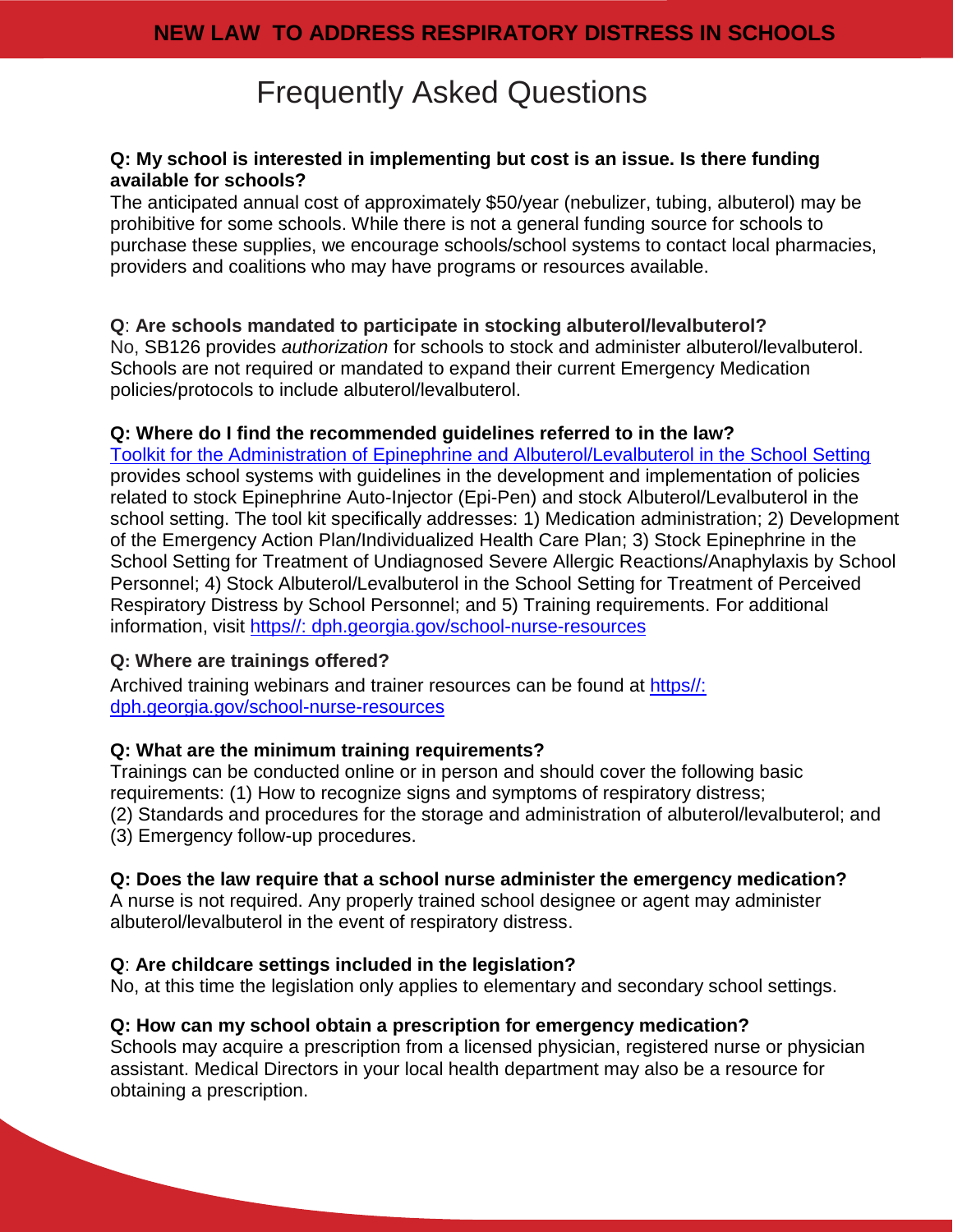# NEW LAW TO ADDRESS RESPIRATORY DISTRESS IN SCHOOLS

## Frequently Asked Questions

**Q: My school is interested in implementing but cost is an issue. Is there funding available for schools?**
The anticipated annual cost of approximately $50/year (nebulizer, tubing, albuterol) may be prohibitive for some schools. While there is not a general funding source for schools to purchase these supplies, we encourage schools/school systems to contact local pharmacies, providers and coalitions who may have programs or resources available.

**Q**: **Are schools mandated to participate in stocking albuterol/levalbuterol?**
No, SB126 provides *authorization* for schools to stock and administer albuterol/levalbuterol. Schools are not required or mandated to expand their current Emergency Medication policies/protocols to include albuterol/levalbuterol.

**Q: Where do I find the recommended guidelines referred to in the law?**
Toolkit for the Administration of Epinephrine and Albuterol/Levalbuterol in the School Setting provides school systems with guidelines in the development and implementation of policies related to stock Epinephrine Auto-Injector (Epi-Pen) and stock Albuterol/Levalbuterol in the school setting. The tool kit specifically addresses: 1) Medication administration; 2) Development of the Emergency Action Plan/Individualized Health Care Plan; 3) Stock Epinephrine in the School Setting for Treatment of Undiagnosed Severe Allergic Reactions/Anaphylaxis by School Personnel; 4) Stock Albuterol/Levalbuterol in the School Setting for Treatment of Perceived Respiratory Distress by School Personnel; and 5) Training requirements. For additional information, visit https//: dph.georgia.gov/school-nurse-resources

**Q: Where are trainings offered?**
Archived training webinars and trainer resources can be found at https//: dph.georgia.gov/school-nurse-resources

**Q: What are the minimum training requirements?**
Trainings can be conducted online or in person and should cover the following basic requirements: (1) How to recognize signs and symptoms of respiratory distress;
(2) Standards and procedures for the storage and administration of albuterol/levalbuterol; and
(3) Emergency follow-up procedures.

**Q: Does the law require that a school nurse administer the emergency medication?**
A nurse is not required. Any properly trained school designee or agent may administer albuterol/levalbuterol in the event of respiratory distress.

**Q**: **Are childcare settings included in the legislation?**
No, at this time the legislation only applies to elementary and secondary school settings.

**Q: How can my school obtain a prescription for emergency medication?**
Schools may acquire a prescription from a licensed physician, registered nurse or physician assistant. Medical Directors in your local health department may also be a resource for obtaining a prescription.